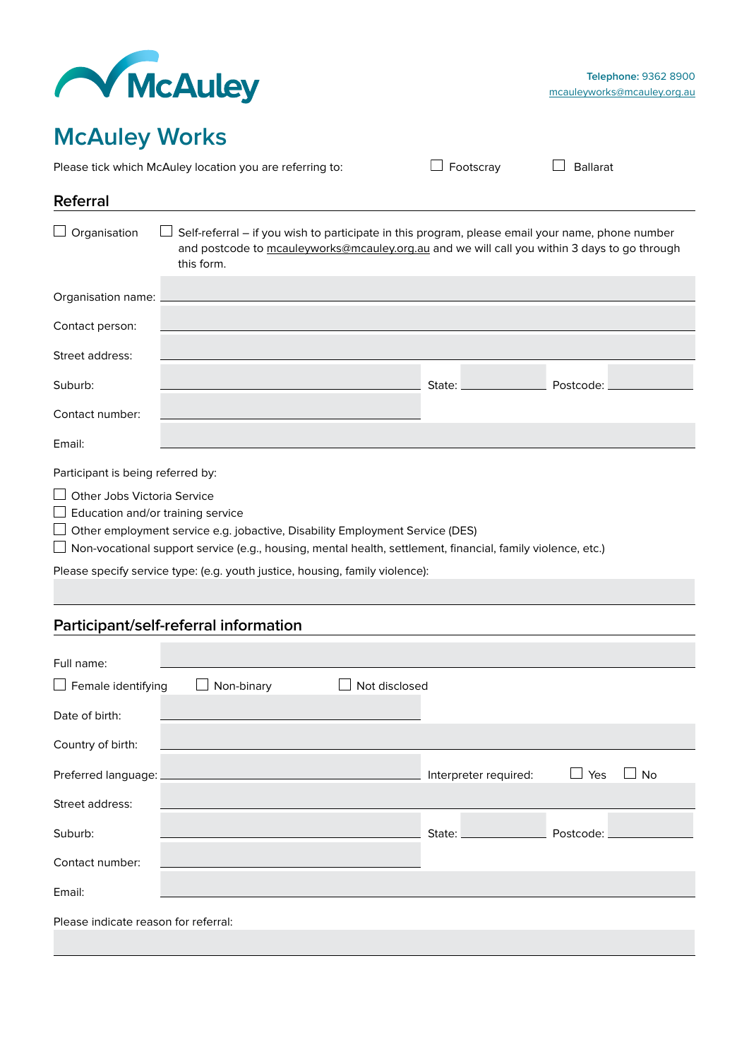McAuley

**Telephone:** 9362 8900
mcauleyworks@mcauley.org.au

# McAuley Works

Please tick which McAuley location you are referring to: ☐ Footscray ☐ Ballarat

## Referral

☐ Organisation ☐ Self-referral – if you wish to participate in this program, please email your name, phone number and postcode to mcauleyworks@mcauley.org.au and we will call you within 3 days to go through this form.

Organisation name:

Contact person:

Street address:

Suburb: State: Postcode:

Contact number:

Email:

Participant is being referred by:

- ☐ Other Jobs Victoria Service
- ☐ Education and/or training service
- ☐ Other employment service e.g. jobactive, Disability Employment Service (DES)
- ☐ Non-vocational support service (e.g., housing, mental health, settlement, financial, family violence, etc.)

Please specify service type: (e.g. youth justice, housing, family violence):

## Participant/self-referral information

Full name:

☐ Female identifying ☐ Non-binary ☐ Not disclosed

Date of birth:

Country of birth:

Preferred language: Interpreter required: ☐ Yes ☐ No

Street address:

Suburb: State: Postcode:

Contact number:

Email:

Please indicate reason for referral: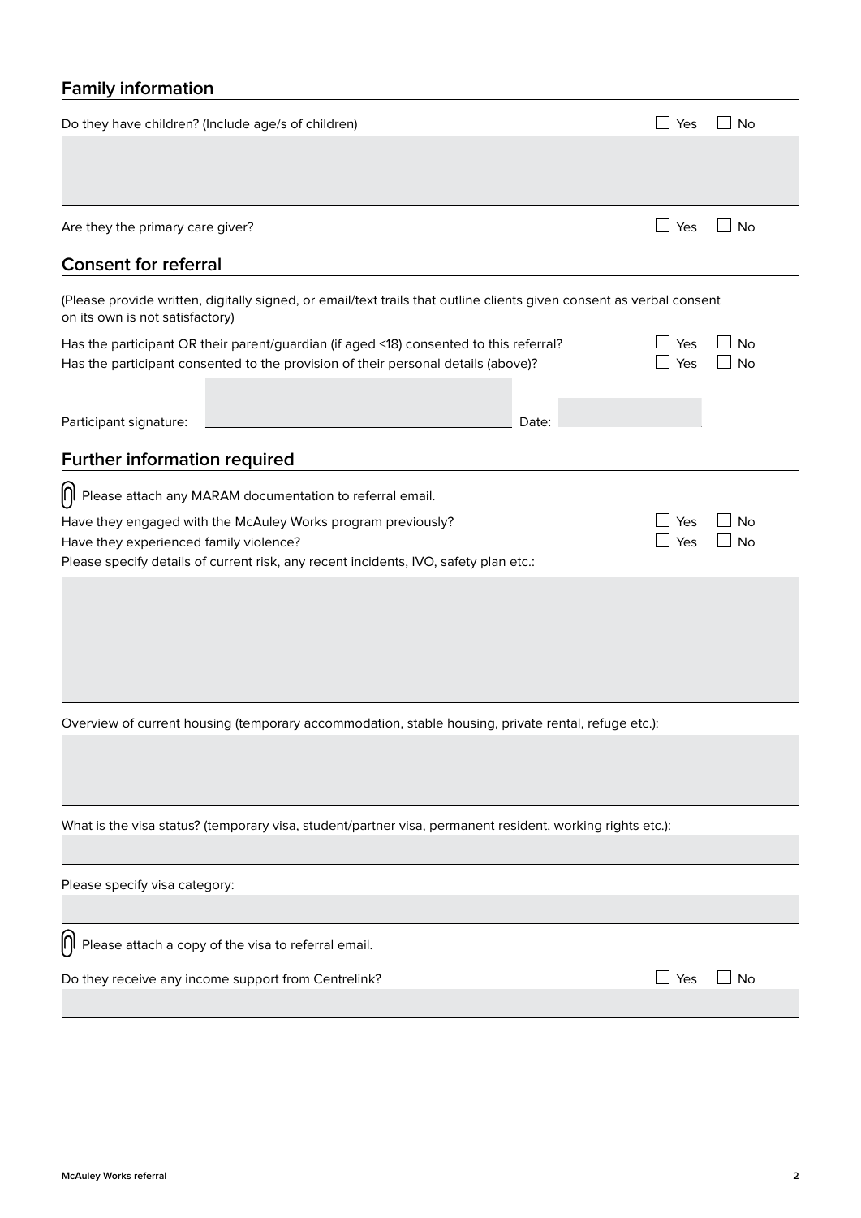## Family information

Do they have children? (Include age/s of children) ☐ Yes ☐ No

Are they the primary care giver? ☐ Yes ☐ No

## Consent for referral

(Please provide written, digitally signed, or email/text trails that outline clients given consent as verbal consent on its own is not satisfactory)

Has the participant OR their parent/guardian (if aged <18) consented to this referral? ☐ Yes ☐ No

Has the participant consented to the provision of their personal details (above)? ☐ Yes ☐ No

Participant signature: ____________________ Date: __________

## Further information required

Please attach any MARAM documentation to referral email.

Have they engaged with the McAuley Works program previously? ☐ Yes ☐ No

Have they experienced family violence? ☐ Yes ☐ No

Please specify details of current risk, any recent incidents, IVO, safety plan etc.:

Overview of current housing (temporary accommodation, stable housing, private rental, refuge etc.):

What is the visa status? (temporary visa, student/partner visa, permanent resident, working rights etc.):

Please specify visa category:

Please attach a copy of the visa to referral email.

Do they receive any income support from Centrelink? ☐ Yes ☐ No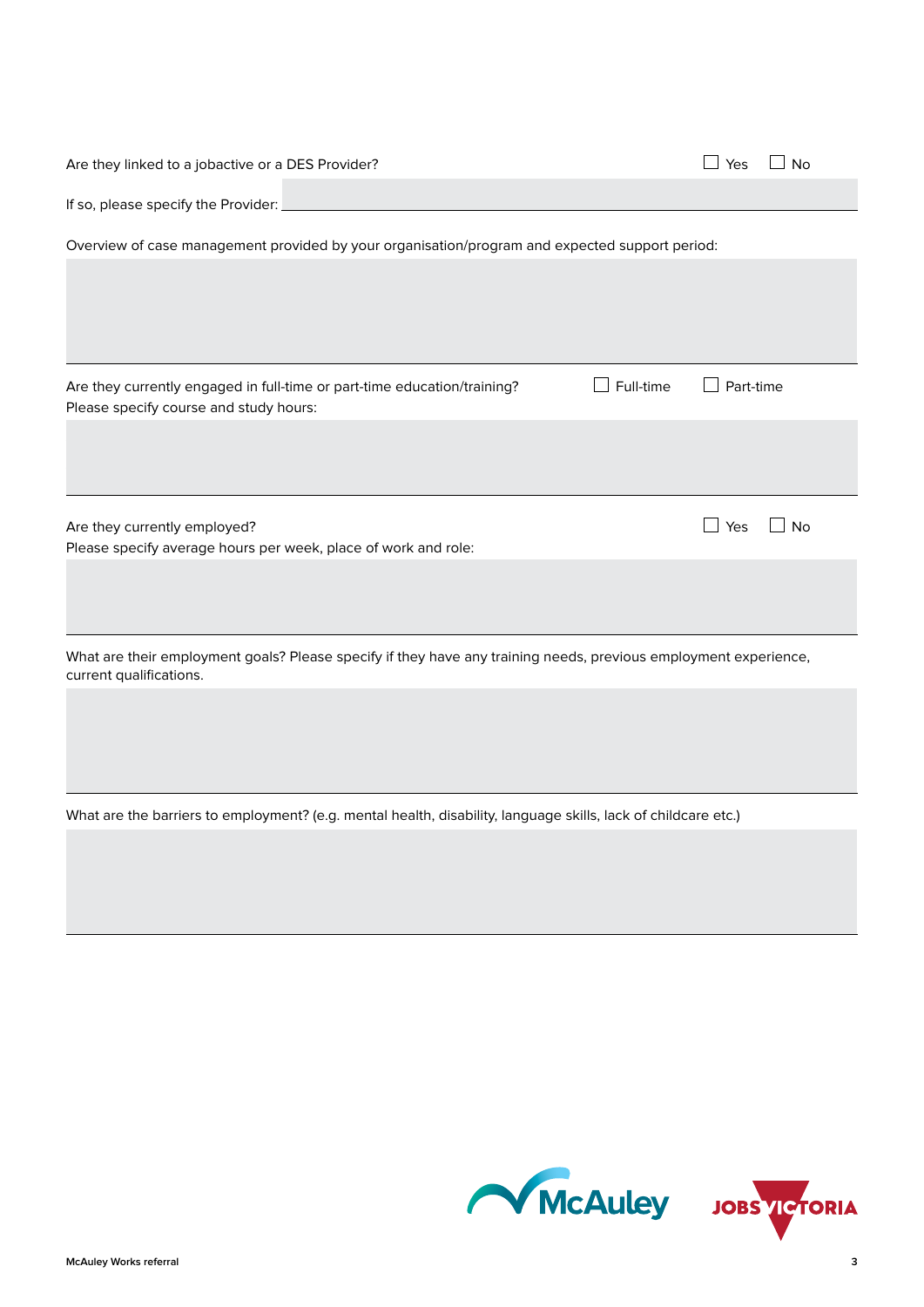Are they linked to a jobactive or a DES Provider? ☐ Yes ☐ No

If so, please specify the Provider:

Overview of case management provided by your organisation/program and expected support period:

Are they currently engaged in full-time or part-time education/training? ☐ Full-time ☐ Part-time

Please specify course and study hours:

Are they currently employed? ☐ Yes ☐ No

Please specify average hours per week, place of work and role:

What are their employment goals? Please specify if they have any training needs, previous employment experience, current qualifications.

What are the barriers to employment? (e.g. mental health, disability, language skills, lack of childcare etc.)